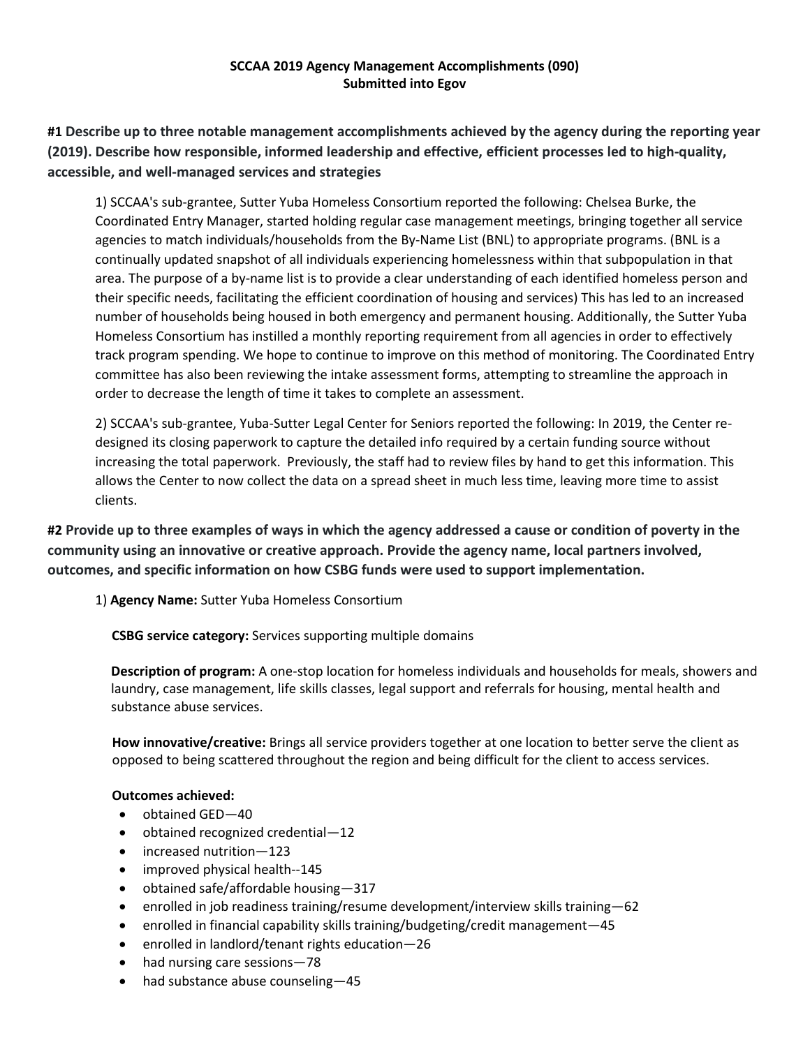**SCCAA 2019 Agency Management Accomplishments (090)**
**Submitted into Egov**

**#1 Describe up to three notable management accomplishments achieved by the agency during the reporting year (2019). Describe how responsible, informed leadership and effective, efficient processes led to high-quality, accessible, and well-managed services and strategies**

1) SCCAA's sub-grantee, Sutter Yuba Homeless Consortium reported the following: Chelsea Burke, the Coordinated Entry Manager, started holding regular case management meetings, bringing together all service agencies to match individuals/households from the By-Name List (BNL) to appropriate programs. (BNL is a continually updated snapshot of all individuals experiencing homelessness within that subpopulation in that area. The purpose of a by-name list is to provide a clear understanding of each identified homeless person and their specific needs, facilitating the efficient coordination of housing and services) This has led to an increased number of households being housed in both emergency and permanent housing. Additionally, the Sutter Yuba Homeless Consortium has instilled a monthly reporting requirement from all agencies in order to effectively track program spending. We hope to continue to improve on this method of monitoring. The Coordinated Entry committee has also been reviewing the intake assessment forms, attempting to streamline the approach in order to decrease the length of time it takes to complete an assessment.

2) SCCAA's sub-grantee, Yuba-Sutter Legal Center for Seniors reported the following: In 2019, the Center re-designed its closing paperwork to capture the detailed info required by a certain funding source without increasing the total paperwork. Previously, the staff had to review files by hand to get this information. This allows the Center to now collect the data on a spread sheet in much less time, leaving more time to assist clients.

**#2 Provide up to three examples of ways in which the agency addressed a cause or condition of poverty in the community using an innovative or creative approach. Provide the agency name, local partners involved, outcomes, and specific information on how CSBG funds were used to support implementation.**

1) **Agency Name:** Sutter Yuba Homeless Consortium

**CSBG service category:** Services supporting multiple domains

**Description of program:** A one-stop location for homeless individuals and households for meals, showers and laundry, case management, life skills classes, legal support and referrals for housing, mental health and substance abuse services.

**How innovative/creative:** Brings all service providers together at one location to better serve the client as opposed to being scattered throughout the region and being difficult for the client to access services.

**Outcomes achieved:**

- obtained GED—40
- obtained recognized credential—12
- increased nutrition—123
- improved physical health--145
- obtained safe/affordable housing—317
- enrolled in job readiness training/resume development/interview skills training—62
- enrolled in financial capability skills training/budgeting/credit management—45
- enrolled in landlord/tenant rights education—26
- had nursing care sessions—78
- had substance abuse counseling—45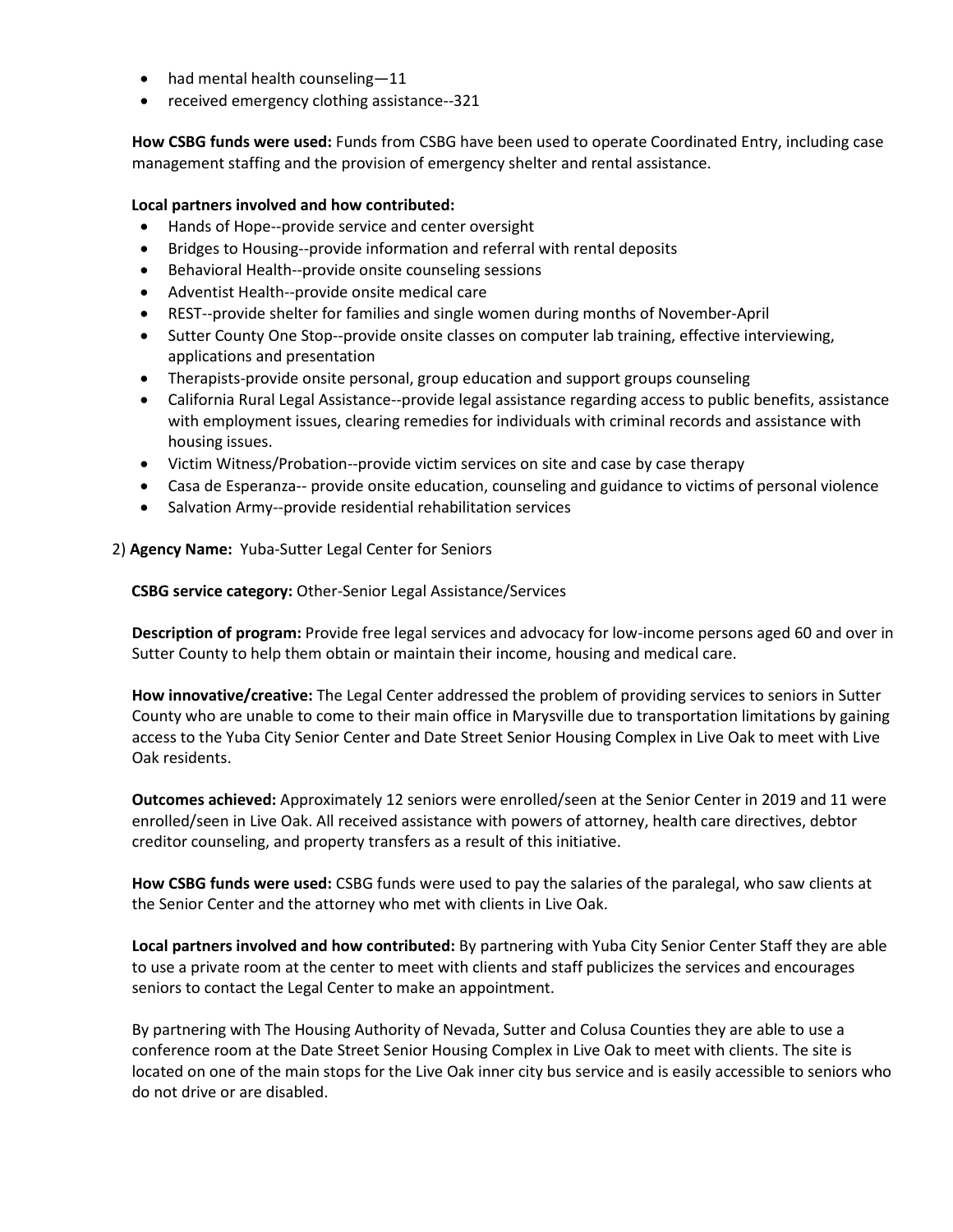- had mental health counseling—11
- received emergency clothing assistance--321

**How CSBG funds were used:** Funds from CSBG have been used to operate Coordinated Entry, including case management staffing and the provision of emergency shelter and rental assistance.

**Local partners involved and how contributed:**

- Hands of Hope--provide service and center oversight
- Bridges to Housing--provide information and referral with rental deposits
- Behavioral Health--provide onsite counseling sessions
- Adventist Health--provide onsite medical care
- REST--provide shelter for families and single women during months of November-April
- Sutter County One Stop--provide onsite classes on computer lab training, effective interviewing, applications and presentation
- Therapists-provide onsite personal, group education and support groups counseling
- California Rural Legal Assistance--provide legal assistance regarding access to public benefits, assistance with employment issues, clearing remedies for individuals with criminal records and assistance with housing issues.
- Victim Witness/Probation--provide victim services on site and case by case therapy
- Casa de Esperanza-- provide onsite education, counseling and guidance to victims of personal violence
- Salvation Army--provide residential rehabilitation services

2) **Agency Name:** Yuba-Sutter Legal Center for Seniors

**CSBG service category:** Other-Senior Legal Assistance/Services

**Description of program:** Provide free legal services and advocacy for low-income persons aged 60 and over in Sutter County to help them obtain or maintain their income, housing and medical care.

**How innovative/creative:** The Legal Center addressed the problem of providing services to seniors in Sutter County who are unable to come to their main office in Marysville due to transportation limitations by gaining access to the Yuba City Senior Center and Date Street Senior Housing Complex in Live Oak to meet with Live Oak residents.

**Outcomes achieved:** Approximately 12 seniors were enrolled/seen at the Senior Center in 2019 and 11 were enrolled/seen in Live Oak. All received assistance with powers of attorney, health care directives, debtor creditor counseling, and property transfers as a result of this initiative.

**How CSBG funds were used:** CSBG funds were used to pay the salaries of the paralegal, who saw clients at the Senior Center and the attorney who met with clients in Live Oak.

**Local partners involved and how contributed:** By partnering with Yuba City Senior Center Staff they are able to use a private room at the center to meet with clients and staff publicizes the services and encourages seniors to contact the Legal Center to make an appointment.

By partnering with The Housing Authority of Nevada, Sutter and Colusa Counties they are able to use a conference room at the Date Street Senior Housing Complex in Live Oak to meet with clients. The site is located on one of the main stops for the Live Oak inner city bus service and is easily accessible to seniors who do not drive or are disabled.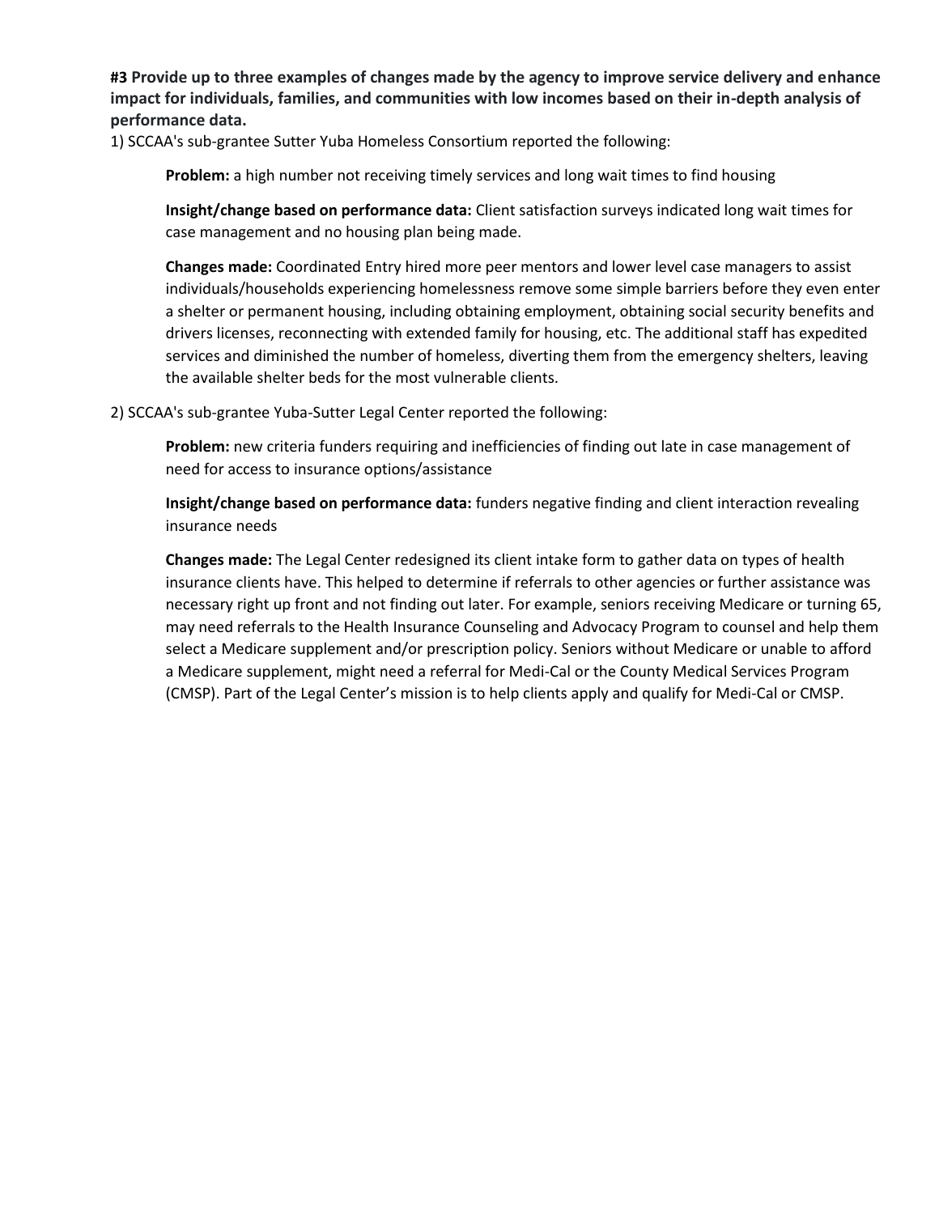**#3 Provide up to three examples of changes made by the agency to improve service delivery and enhance impact for individuals, families, and communities with low incomes based on their in-depth analysis of performance data.**

1) SCCAA's sub-grantee Sutter Yuba Homeless Consortium reported the following:

> **Problem:** a high number not receiving timely services and long wait times to find housing
>
> **Insight/change based on performance data:** Client satisfaction surveys indicated long wait times for case management and no housing plan being made.
>
> **Changes made:** Coordinated Entry hired more peer mentors and lower level case managers to assist individuals/households experiencing homelessness remove some simple barriers before they even enter a shelter or permanent housing, including obtaining employment, obtaining social security benefits and drivers licenses, reconnecting with extended family for housing, etc. The additional staff has expedited services and diminished the number of homeless, diverting them from the emergency shelters, leaving the available shelter beds for the most vulnerable clients.

2) SCCAA's sub-grantee Yuba-Sutter Legal Center reported the following:

> **Problem:** new criteria funders requiring and inefficiencies of finding out late in case management of need for access to insurance options/assistance
>
> **Insight/change based on performance data:** funders negative finding and client interaction revealing insurance needs
>
> **Changes made:** The Legal Center redesigned its client intake form to gather data on types of health insurance clients have. This helped to determine if referrals to other agencies or further assistance was necessary right up front and not finding out later. For example, seniors receiving Medicare or turning 65, may need referrals to the Health Insurance Counseling and Advocacy Program to counsel and help them select a Medicare supplement and/or prescription policy. Seniors without Medicare or unable to afford a Medicare supplement, might need a referral for Medi-Cal or the County Medical Services Program (CMSP). Part of the Legal Center's mission is to help clients apply and qualify for Medi-Cal or CMSP.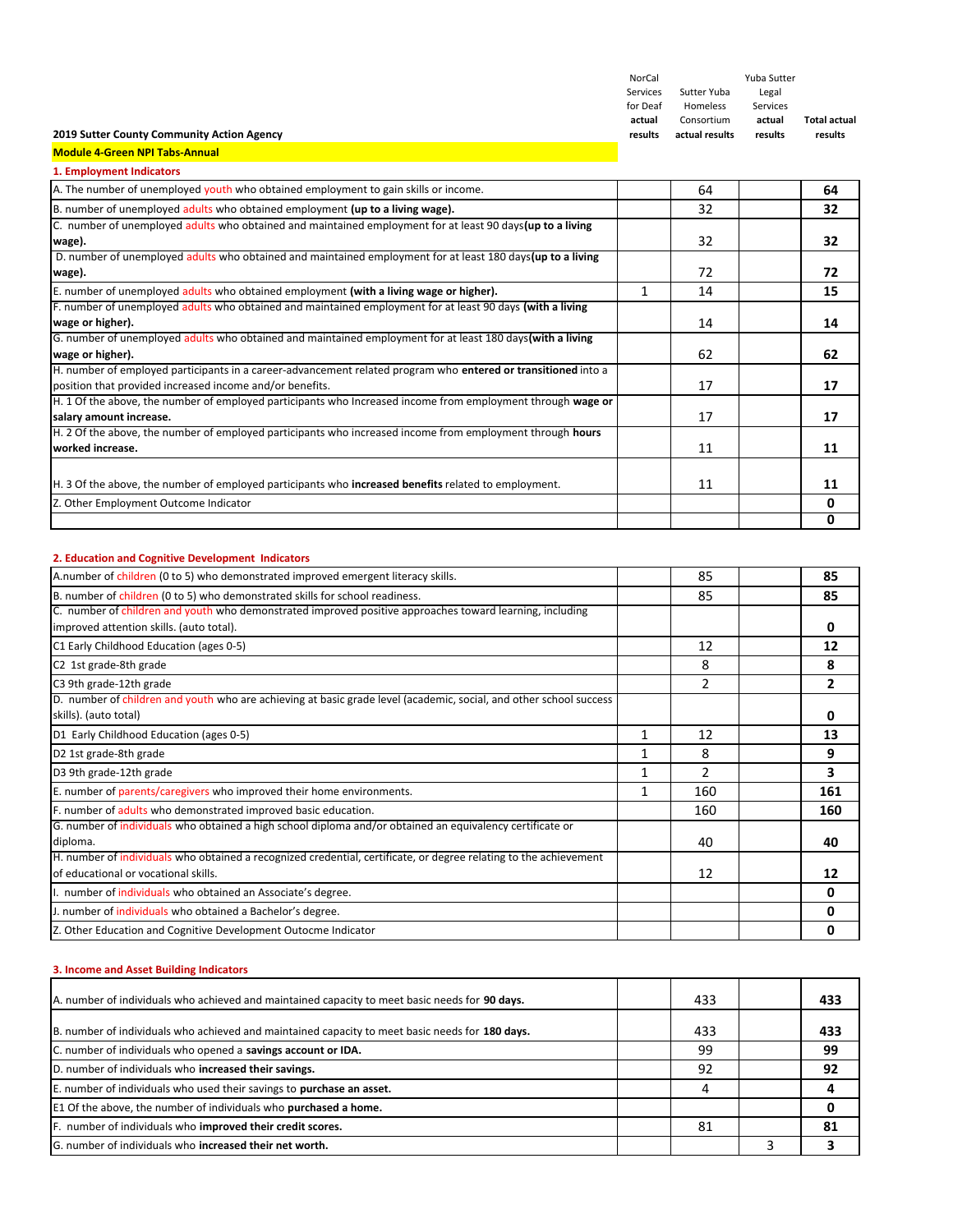**2019 Sutter County Community Action Agency**

**Module 4-Green NPI Tabs-Annual**

**1. Employment Indicators**

| | NorCal Services for Deaf **actual results** | Sutter Yuba Homeless Consortium **actual results** | Yuba Sutter Legal Services **actual results** | **Total actual results** |
|---|---|---|---|---|
| A. The number of unemployed youth who obtained employment to gain skills or income. | | 64 | | **64** |
| B. number of unemployed adults who obtained employment **(up to a living wage).** | | 32 | | **32** |
| C. number of unemployed adults who obtained and maintained employment for at least 90 days **(up to a living wage).** | | 32 | | **32** |
| D. number of unemployed adults who obtained and maintained employment for at least 180 days **(up to a living wage).** | | 72 | | **72** |
| E. number of unemployed adults who obtained employment **(with a living wage or higher).** | 1 | 14 | | **15** |
| F. number of unemployed adults who obtained and maintained employment for at least 90 days **(with a living wage or higher).** | | 14 | | **14** |
| G. number of unemployed adults who obtained and maintained employment for at least 180 days **(with a living wage or higher).** | | 62 | | **62** |
| H. number of employed participants in a career-advancement related program who **entered or transitioned** into a position that provided increased income and/or benefits. | | 17 | | **17** |
| H. 1 Of the above, the number of employed participants who Increased income from employment through **wage or salary amount increase.** | | 17 | | **17** |
| H. 2 Of the above, the number of employed participants who increased income from employment through **hours worked increase.** | | 11 | | **11** |
| H. 3 Of the above, the number of employed participants who **increased benefits** related to employment. | | 11 | | **11** |
| Z. Other Employment Outcome Indicator | | | | **0** |
| | | | | **0** |

**2. Education and Cognitive Development Indicators**

| | NorCal Services for Deaf **actual results** | Sutter Yuba Homeless Consortium **actual results** | Yuba Sutter Legal Services **actual results** | **Total actual results** |
|---|---|---|---|---|
| A.number of children (0 to 5) who demonstrated improved emergent literacy skills. | | 85 | | **85** |
| B. number of children (0 to 5) who demonstrated skills for school readiness. | | 85 | | **85** |
| C. number of children and youth who demonstrated improved positive approaches toward learning, including improved attention skills. (auto total). | | | | **0** |
| C1 Early Childhood Education (ages 0-5) | | 12 | | **12** |
| C2 1st grade-8th grade | | 8 | | **8** |
| C3 9th grade-12th grade | | 2 | | **2** |
| D. number of children and youth who are achieving at basic grade level (academic, social, and other school success skills). (auto total) | | | | **0** |
| D1 Early Childhood Education (ages 0-5) | 1 | 12 | | **13** |
| D2 1st grade-8th grade | 1 | 8 | | **9** |
| D3 9th grade-12th grade | 1 | 2 | | **3** |
| E. number of parents/caregivers who improved their home environments. | 1 | 160 | | **161** |
| F. number of adults who demonstrated improved basic education. | | 160 | | **160** |
| G. number of individuals who obtained a high school diploma and/or obtained an equivalency certificate or diploma. | | 40 | | **40** |
| H. number of individuals who obtained a recognized credential, certificate, or degree relating to the achievement of educational or vocational skills. | | 12 | | **12** |
| I. number of individuals who obtained an Associate's degree. | | | | **0** |
| J. number of individuals who obtained a Bachelor's degree. | | | | **0** |
| Z. Other Education and Cognitive Development Outocme Indicator | | | | **0** |

**3. Income and Asset Building Indicators**

| | NorCal Services for Deaf **actual results** | Sutter Yuba Homeless Consortium **actual results** | Yuba Sutter Legal Services **actual results** | **Total actual results** |
|---|---|---|---|---|
| A. number of individuals who achieved and maintained capacity to meet basic needs for **90 days.** | | 433 | | **433** |
| B. number of individuals who achieved and maintained capacity to meet basic needs for **180 days.** | | 433 | | **433** |
| C. number of individuals who opened a **savings account or IDA.** | | 99 | | **99** |
| D. number of individuals who **increased their savings.** | | 92 | | **92** |
| E. number of individuals who used their savings to **purchase an asset.** | | 4 | | **4** |
| E1 Of the above, the number of individuals who **purchased a home.** | | | | **0** |
| F. number of individuals who **improved their credit scores.** | | 81 | | **81** |
| G. number of individuals who **increased their net worth.** | | | 3 | **3** |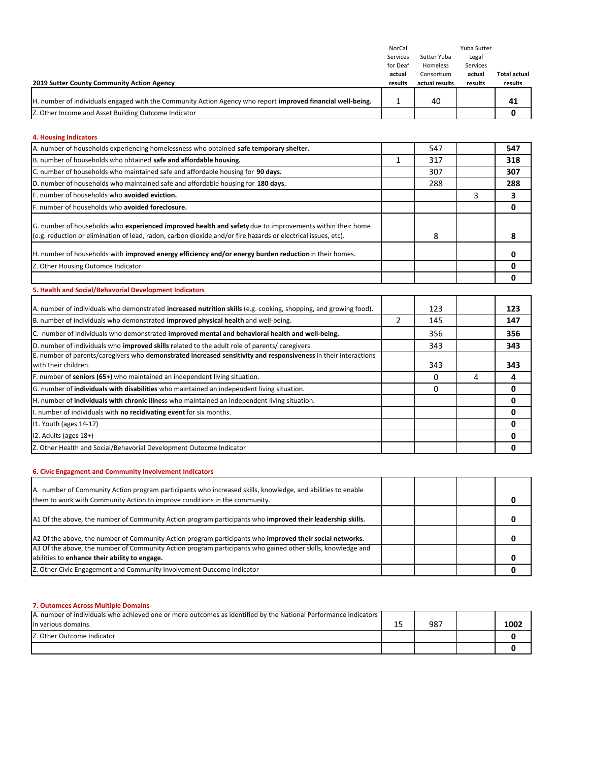| 2019 Sutter County Community Action Agency | NorCal Services for Deaf **actual results** | Sutter Yuba Homeless Consortium **actual results** | Yuba Sutter Legal Services **actual results** | **Total actual results** |
|---|---|---|---|---|
| H. number of individuals engaged with the Community Action Agency who report **improved financial well-being.** | 1 | 40 | | **41** |
| Z. Other Income and Asset Building Outcome Indicator | | | | **0** |

**4. Housing Indicators**

| | | | | |
|---|---|---|---|---|
| A. number of households experiencing homelessness who obtained **safe temporary shelter.** | | 547 | | **547** |
| B. number of households who obtained **safe and affordable housing.** | 1 | 317 | | **318** |
| C. number of households who maintained safe and affordable housing for **90 days.** | | 307 | | **307** |
| D. number of households who maintained safe and affordable housing for **180 days.** | | 288 | | **288** |
| E. number of households who **avoided eviction.** | | | 3 | **3** |
| F. number of households who **avoided foreclosure.** | | | | **0** |
| G. number of households who **experienced improved health and safety** due to improvements within their home (e.g. reduction or elimination of lead, radon, carbon dioxide and/or fire hazards or electrical issues, etc). | | 8 | | **8** |
| H. number of households with **improved energy efficiency and/or energy burden reduction** in their homes. | | | | **0** |
| Z. Other Housing Outomce Indicator | | | | **0** |
| | | | | **0** |

**5. Health and Social/Behavorial Development Indicators**

| | | | | |
|---|---|---|---|---|
| A. number of individuals who demonstrated **increased nutrition skills** (e.g. cooking, shopping, and growing food). | | 123 | | **123** |
| B. number of individuals who demonstrated **improved physical health** and well-being. | 2 | 145 | | **147** |
| C. number of individuals who demonstrated **improved mental and behavioral health and well-being.** | | 356 | | **356** |
| D. number of individuals who **improved skills r**elated to the adult role of parents/ caregivers. | | 343 | | **343** |
| E. number of parents/caregivers who **demonstrated increased sensitivity and responsiveness** in their interactions with their children. | | 343 | | **343** |
| F. number of **seniors (65+)** who maintained an independent living situation. | | 0 | 4 | **4** |
| G. number of **individuals with disabilities** who maintained an independent living situation. | | 0 | | **0** |
| H. number of **individuals with chronic illnes**s who maintained an independent living situation. | | | | **0** |
| I. number of individuals with **no recidivating event** for six months. | | | | **0** |
| I1. Youth (ages 14-17) | | | | **0** |
| I2. Adults (ages 18+) | | | | **0** |
| Z. Other Health and Social/Behavorial Development Outocme Indicator | | | | **0** |

**6. Civic Engagment and Community Involvement Indicators**

| | | | | |
|---|---|---|---|---|
| A. number of Community Action program participants who increased skills, knowledge, and abilities to enable them to work with Community Action to improve conditions in the community. | | | | **0** |
| A1 Of the above, the number of Community Action program participants who **improved their leadership skills.** | | | | **0** |
| A2 Of the above, the number of Community Action program participants who **improved their social networks.** | | | | **0** |
| A3 Of the above, the number of Community Action program participants who gained other skills, knowledge and abilities to **enhance their ability to engage.** | | | | **0** |
| Z. Other Civic Engagement and Community Involvement Outcome Indicator | | | | **0** |

**7. Outomces Across Multiple Domains**

| | | | | |
|---|---|---|---|---|
| A. number of individuals who achieved one or more outcomes as identified by the National Performance Indicators in various domains. | 15 | 987 | | **1002** |
| Z. Other Outcome Indicator | | | | **0** |
| | | | | **0** |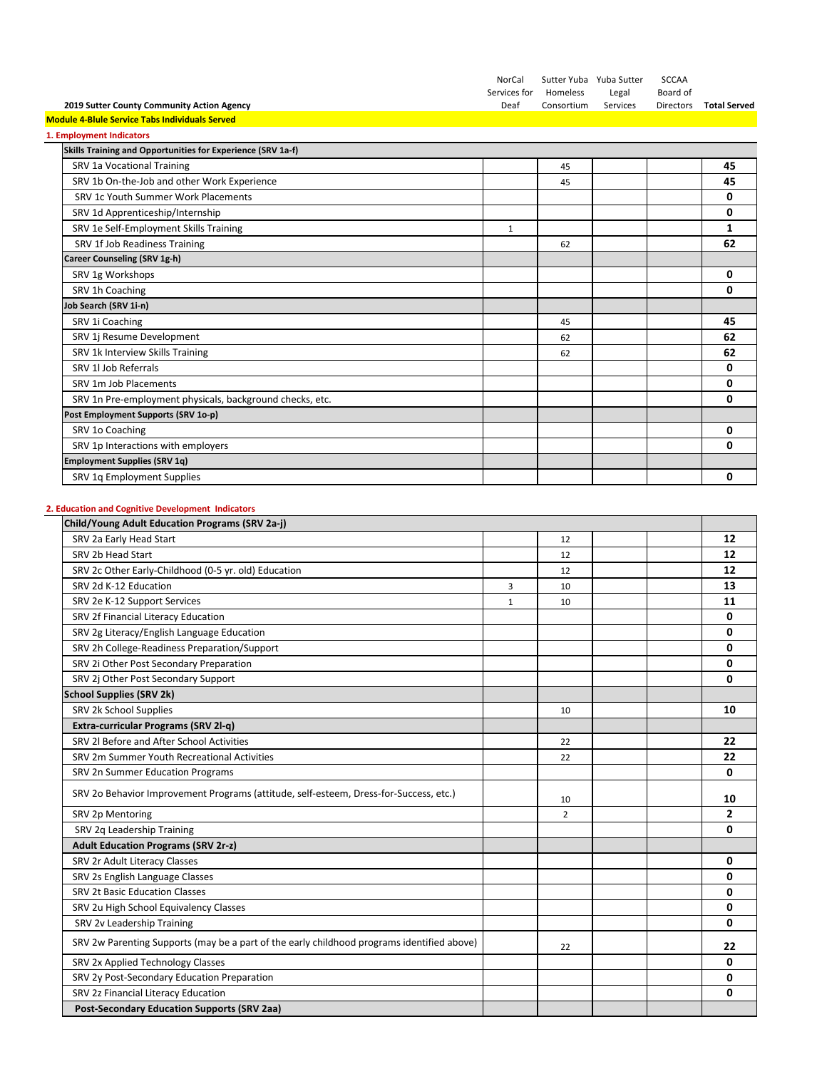**2019 Sutter County Community Action Agency**

**Module 4-Blule Service Tabs Individuals Served**

**1. Employment Indicators**

| | NorCal Services for Deaf | Sutter Yuba Homeless Consortium | Yuba Sutter Legal Services | SCCAA Board of Directors | Total Served |
|---|---|---|---|---|---|
| **Skills Training and Opportunities for Experience (SRV 1a-f)** | | | | | |
| SRV 1a Vocational Training | | 45 | | | **45** |
| SRV 1b On-the-Job and other Work Experience | | 45 | | | **45** |
| SRV 1c Youth Summer Work Placements | | | | | **0** |
| SRV 1d Apprenticeship/Internship | | | | | **0** |
| SRV 1e Self-Employment Skills Training | 1 | | | | **1** |
| SRV 1f Job Readiness Training | | 62 | | | **62** |
| **Career Counseling (SRV 1g-h)** | | | | | |
| SRV 1g Workshops | | | | | **0** |
| SRV 1h Coaching | | | | | **0** |
| **Job Search (SRV 1i-n)** | | | | | |
| SRV 1i Coaching | | 45 | | | **45** |
| SRV 1j Resume Development | | 62 | | | **62** |
| SRV 1k Interview Skills Training | | 62 | | | **62** |
| SRV 1l Job Referrals | | | | | **0** |
| SRV 1m Job Placements | | | | | **0** |
| SRV 1n Pre-employment physicals, background checks, etc. | | | | | **0** |
| **Post Employment Supports (SRV 1o-p)** | | | | | |
| SRV 1o Coaching | | | | | **0** |
| SRV 1p Interactions with employers | | | | | **0** |
| **Employment Supplies (SRV 1q)** | | | | | |
| SRV 1q Employment Supplies | | | | | **0** |

**2. Education and Cognitive Development Indicators**

| | NorCal Services for Deaf | Sutter Yuba Homeless Consortium | Yuba Sutter Legal Services | SCCAA Board of Directors | Total Served |
|---|---|---|---|---|---|
| **Child/Young Adult Education Programs (SRV 2a-j)** | | | | | |
| SRV 2a Early Head Start | | 12 | | | **12** |
| SRV 2b Head Start | | 12 | | | **12** |
| SRV 2c Other Early-Childhood (0-5 yr. old) Education | | 12 | | | **12** |
| SRV 2d K-12 Education | 3 | 10 | | | **13** |
| SRV 2e K-12 Support Services | 1 | 10 | | | **11** |
| SRV 2f Financial Literacy Education | | | | | **0** |
| SRV 2g Literacy/English Language Education | | | | | **0** |
| SRV 2h College-Readiness Preparation/Support | | | | | **0** |
| SRV 2i Other Post Secondary Preparation | | | | | **0** |
| SRV 2j Other Post Secondary Support | | | | | **0** |
| **School Supplies (SRV 2k)** | | | | | |
| SRV 2k School Supplies | | 10 | | | **10** |
| **Extra-curricular Programs (SRV 2l-q)** | | | | | |
| SRV 2l Before and After School Activities | | 22 | | | **22** |
| SRV 2m Summer Youth Recreational Activities | | 22 | | | **22** |
| SRV 2n Summer Education Programs | | | | | **0** |
| SRV 2o Behavior Improvement Programs (attitude, self-esteem, Dress-for-Success, etc.) | | 10 | | | **10** |
| SRV 2p Mentoring | | 2 | | | **2** |
| SRV 2q Leadership Training | | | | | **0** |
| **Adult Education Programs (SRV 2r-z)** | | | | | |
| SRV 2r Adult Literacy Classes | | | | | **0** |
| SRV 2s English Language Classes | | | | | **0** |
| SRV 2t Basic Education Classes | | | | | **0** |
| SRV 2u High School Equivalency Classes | | | | | **0** |
| SRV 2v Leadership Training | | | | | **0** |
| SRV 2w Parenting Supports (may be a part of the early childhood programs identified above) | | 22 | | | **22** |
| SRV 2x Applied Technology Classes | | | | | **0** |
| SRV 2y Post-Secondary Education Preparation | | | | | **0** |
| SRV 2z Financial Literacy Education | | | | | **0** |
| **Post-Secondary Education Supports (SRV 2aa)** | | | | | |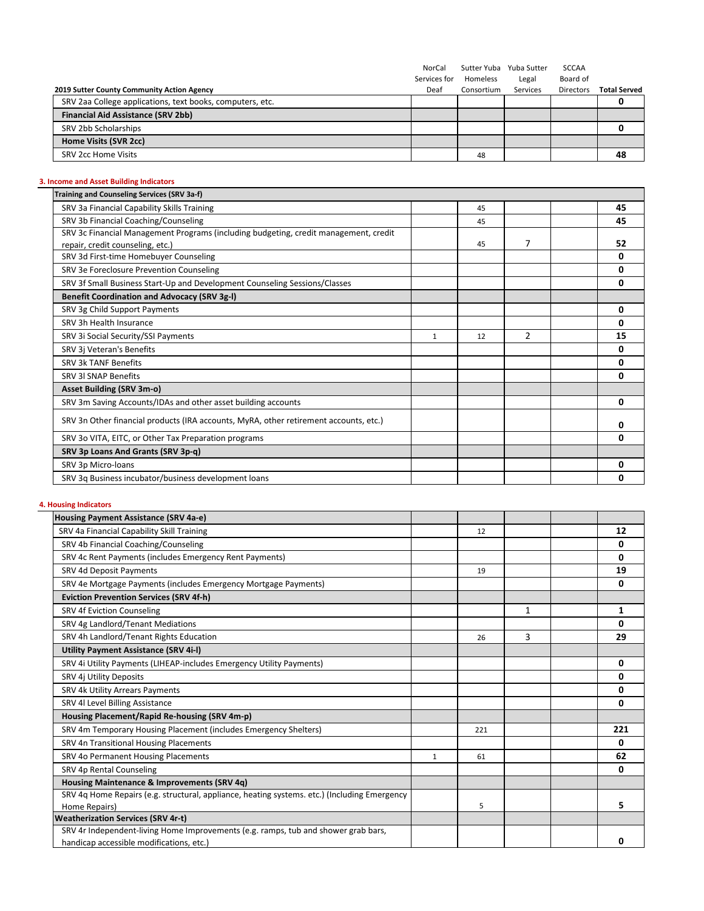| 2019 Sutter County Community Action Agency | NorCal Services for Deaf | Sutter Yuba Homeless Consortium | Yuba Sutter Legal Services | SCCAA Board of Directors | Total Served |
|---|---|---|---|---|---|
| SRV 2aa College applications, text books, computers, etc. | | | | | **0** |
| **Financial Aid Assistance (SRV 2bb)** | | | | | |
| SRV 2bb Scholarships | | | | | **0** |
| **Home Visits (SVR 2cc)** | | | | | |
| SRV 2cc Home Visits | | 48 | | | **48** |

### 3. Income and Asset Building Indicators

| | | | | | |
|---|---|---|---|---|---|
| **Training and Counseling Services (SRV 3a-f)** | | | | | |
| SRV 3a Financial Capability Skills Training | | 45 | | | **45** |
| SRV 3b Financial Coaching/Counseling | | 45 | | | **45** |
| SRV 3c Financial Management Programs (including budgeting, credit management, credit repair, credit counseling, etc.) | | 45 | 7 | | **52** |
| SRV 3d First-time Homebuyer Counseling | | | | | **0** |
| SRV 3e Foreclosure Prevention Counseling | | | | | **0** |
| SRV 3f Small Business Start-Up and Development Counseling Sessions/Classes | | | | | **0** |
| **Benefit Coordination and Advocacy (SRV 3g-l)** | | | | | |
| SRV 3g Child Support Payments | | | | | **0** |
| SRV 3h Health Insurance | | | | | **0** |
| SRV 3i Social Security/SSI Payments | 1 | 12 | 2 | | **15** |
| SRV 3j Veteran's Benefits | | | | | **0** |
| SRV 3k TANF Benefits | | | | | **0** |
| SRV 3l SNAP Benefits | | | | | **0** |
| **Asset Building (SRV 3m-o)** | | | | | |
| SRV 3m Saving Accounts/IDAs and other asset building accounts | | | | | **0** |
| SRV 3n Other financial products (IRA accounts, MyRA, other retirement accounts, etc.) | | | | | **0** |
| SRV 3o VITA, EITC, or Other Tax Preparation programs | | | | | **0** |
| **SRV 3p Loans And Grants (SRV 3p-q)** | | | | | |
| SRV 3p Micro-loans | | | | | **0** |
| SRV 3q Business incubator/business development loans | | | | | **0** |

### 4. Housing Indicators

| | | | | | |
|---|---|---|---|---|---|
| **Housing Payment Assistance (SRV 4a-e)** | | | | | |
| SRV 4a Financial Capability Skill Training | | 12 | | | **12** |
| SRV 4b Financial Coaching/Counseling | | | | | **0** |
| SRV 4c Rent Payments (includes Emergency Rent Payments) | | | | | **0** |
| SRV 4d Deposit Payments | | 19 | | | **19** |
| SRV 4e Mortgage Payments (includes Emergency Mortgage Payments) | | | | | **0** |
| **Eviction Prevention Services (SRV 4f-h)** | | | | | |
| SRV 4f Eviction Counseling | | | 1 | | **1** |
| SRV 4g Landlord/Tenant Mediations | | | | | **0** |
| SRV 4h Landlord/Tenant Rights Education | | 26 | 3 | | **29** |
| **Utility Payment Assistance (SRV 4i-l)** | | | | | |
| SRV 4i Utility Payments (LIHEAP-includes Emergency Utility Payments) | | | | | **0** |
| SRV 4j Utility Deposits | | | | | **0** |
| SRV 4k Utility Arrears Payments | | | | | **0** |
| SRV 4l Level Billing Assistance | | | | | **0** |
| **Housing Placement/Rapid Re-housing (SRV 4m-p)** | | | | | |
| SRV 4m Temporary Housing Placement (includes Emergency Shelters) | | 221 | | | **221** |
| SRV 4n Transitional Housing Placements | | | | | **0** |
| SRV 4o Permanent Housing Placements | 1 | 61 | | | **62** |
| SRV 4p Rental Counseling | | | | | **0** |
| **Housing Maintenance & Improvements (SRV 4q)** | | | | | |
| SRV 4q Home Repairs (e.g. structural, appliance, heating systems. etc.) (Including Emergency Home Repairs) | | 5 | | | **5** |
| **Weatherization Services (SRV 4r-t)** | | | | | |
| SRV 4r Independent-living Home Improvements (e.g. ramps, tub and shower grab bars, handicap accessible modifications, etc.) | | | | | **0** |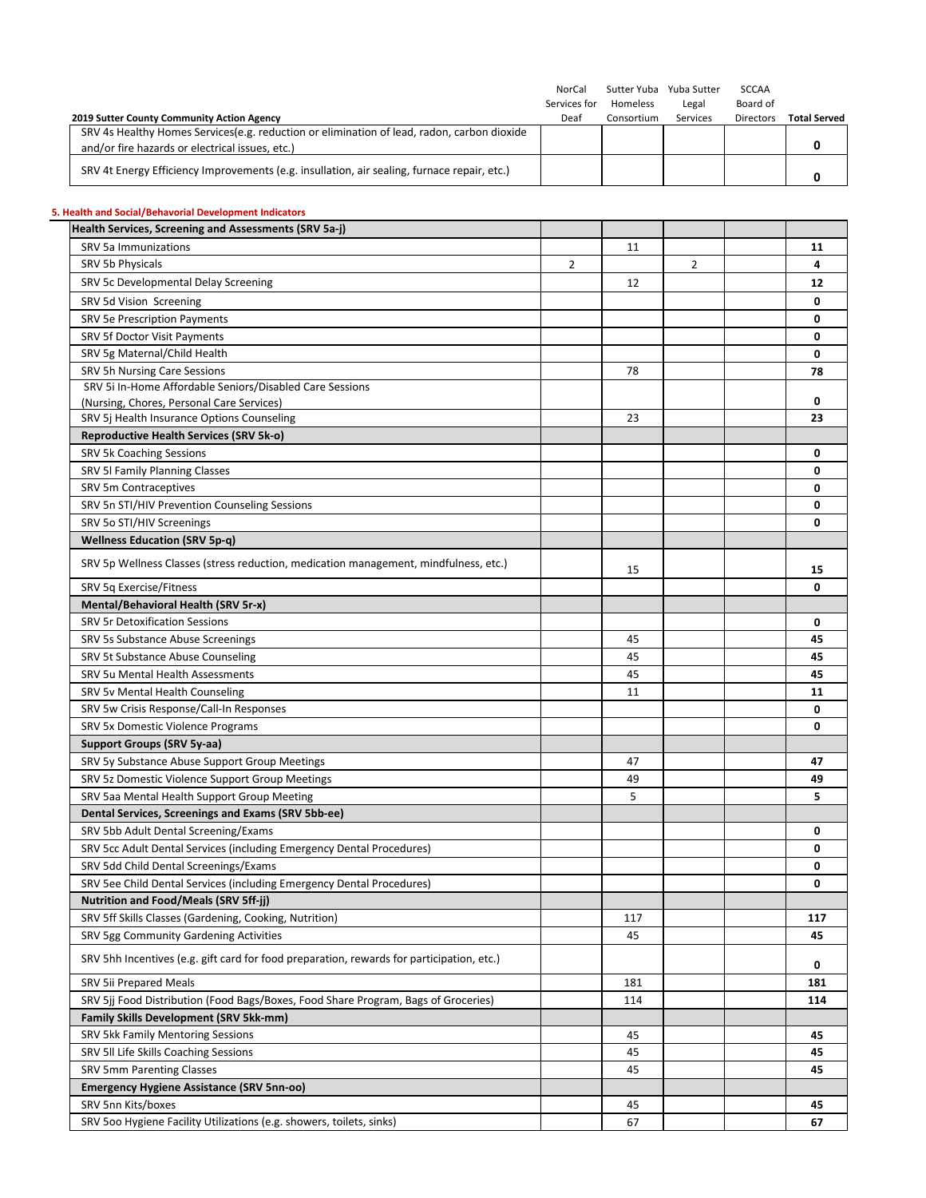| 2019 Sutter County Community Action Agency | NorCal Services for Deaf | Sutter Yuba Homeless Consortium | Yuba Sutter Legal Services | SCCAA Board of Directors | Total Served |
|---|---|---|---|---|---|
| SRV 4s Healthy Homes Services(e.g. reduction or elimination of lead, radon, carbon dioxide and/or fire hazards or electrical issues, etc.) | | | | | **0** |
| SRV 4t Energy Efficiency Improvements (e.g. insullation, air sealing, furnace repair, etc.) | | | | | **0** |

**5. Health and Social/Behavioral Development Indicators**

| | NorCal Services for Deaf | Sutter Yuba Homeless Consortium | Yuba Sutter Legal Services | SCCAA Board of Directors | Total Served |
|---|---|---|---|---|---|
| **Health Services, Screening and Assessments (SRV 5a-j)** | | | | | |
| SRV 5a Immunizations | | 11 | | | **11** |
| SRV 5b Physicals | 2 | | 2 | | **4** |
| SRV 5c Developmental Delay Screening | | 12 | | | **12** |
| SRV 5d Vision Screening | | | | | **0** |
| SRV 5e Prescription Payments | | | | | **0** |
| SRV 5f Doctor Visit Payments | | | | | **0** |
| SRV 5g Maternal/Child Health | | | | | **0** |
| SRV 5h Nursing Care Sessions | | 78 | | | **78** |
| SRV 5i In-Home Affordable Seniors/Disabled Care Sessions (Nursing, Chores, Personal Care Services) | | | | | **0** |
| SRV 5j Health Insurance Options Counseling | | 23 | | | **23** |
| **Reproductive Health Services (SRV 5k-o)** | | | | | |
| SRV 5k Coaching Sessions | | | | | **0** |
| SRV 5l Family Planning Classes | | | | | **0** |
| SRV 5m Contraceptives | | | | | **0** |
| SRV 5n STI/HIV Prevention Counseling Sessions | | | | | **0** |
| SRV 5o STI/HIV Screenings | | | | | **0** |
| **Wellness Education (SRV 5p-q)** | | | | | |
| SRV 5p Wellness Classes (stress reduction, medication management, mindfulness, etc.) | | 15 | | | **15** |
| SRV 5q Exercise/Fitness | | | | | **0** |
| **Mental/Behavioral Health (SRV 5r-x)** | | | | | |
| SRV 5r Detoxification Sessions | | | | | **0** |
| SRV 5s Substance Abuse Screenings | | 45 | | | **45** |
| SRV 5t Substance Abuse Counseling | | 45 | | | **45** |
| SRV 5u Mental Health Assessments | | 45 | | | **45** |
| SRV 5v Mental Health Counseling | | 11 | | | **11** |
| SRV 5w Crisis Response/Call-In Responses | | | | | **0** |
| SRV 5x Domestic Violence Programs | | | | | **0** |
| **Support Groups (SRV 5y-aa)** | | | | | |
| SRV 5y Substance Abuse Support Group Meetings | | 47 | | | **47** |
| SRV 5z Domestic Violence Support Group Meetings | | 49 | | | **49** |
| SRV 5aa Mental Health Support Group Meeting | | 5 | | | **5** |
| **Dental Services, Screenings and Exams (SRV 5bb-ee)** | | | | | |
| SRV 5bb Adult Dental Screening/Exams | | | | | **0** |
| SRV 5cc Adult Dental Services (including Emergency Dental Procedures) | | | | | **0** |
| SRV 5dd Child Dental Screenings/Exams | | | | | **0** |
| SRV 5ee Child Dental Services (including Emergency Dental Procedures) | | | | | **0** |
| **Nutrition and Food/Meals (SRV 5ff-jj)** | | | | | |
| SRV 5ff Skills Classes (Gardening, Cooking, Nutrition) | | 117 | | | **117** |
| SRV 5gg Community Gardening Activities | | 45 | | | **45** |
| SRV 5hh Incentives (e.g. gift card for food preparation, rewards for participation, etc.) | | | | | **0** |
| SRV 5ii Prepared Meals | | 181 | | | **181** |
| SRV 5jj Food Distribution (Food Bags/Boxes, Food Share Program, Bags of Groceries) | | 114 | | | **114** |
| **Family Skills Development (SRV 5kk-mm)** | | | | | |
| SRV 5kk Family Mentoring Sessions | | 45 | | | **45** |
| SRV 5ll Life Skills Coaching Sessions | | 45 | | | **45** |
| SRV 5mm Parenting Classes | | 45 | | | **45** |
| **Emergency Hygiene Assistance (SRV 5nn-oo)** | | | | | |
| SRV 5nn Kits/boxes | | 45 | | | **45** |
| SRV 5oo Hygiene Facility Utilizations (e.g. showers, toilets, sinks) | | 67 | | | **67** |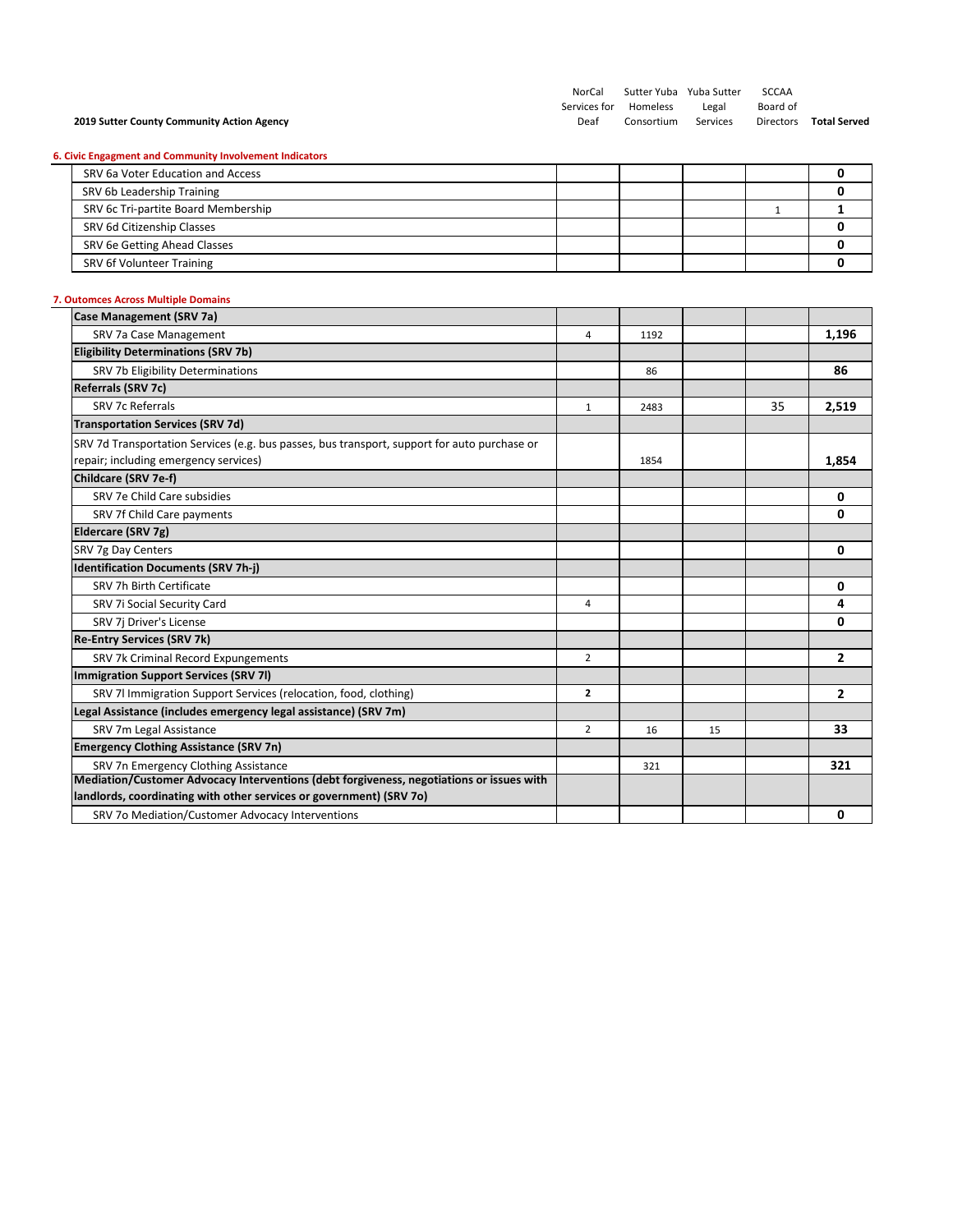**2019 Sutter County Community Action Agency**

### 6. Civic Engagment and Community Involvement Indicators

| | NorCal Services for Deaf | Sutter Yuba Homeless Consortium | Yuba Sutter Legal Services | SCCAA Board of Directors | Total Served |
|---|---|---|---|---|---|
| SRV 6a Voter Education and Access | | | | | **0** |
| SRV 6b Leadership Training | | | | | **0** |
| SRV 6c Tri-partite Board Membership | | | | 1 | **1** |
| SRV 6d Citizenship Classes | | | | | **0** |
| SRV 6e Getting Ahead Classes | | | | | **0** |
| SRV 6f Volunteer Training | | | | | **0** |

### 7. Outomces Across Multiple Domains

| | NorCal Services for Deaf | Sutter Yuba Homeless Consortium | Yuba Sutter Legal Services | SCCAA Board of Directors | Total Served |
|---|---|---|---|---|---|
| **Case Management (SRV 7a)** | | | | | |
| SRV 7a Case Management | 4 | 1192 | | | **1,196** |
| **Eligibility Determinations (SRV 7b)** | | | | | |
| SRV 7b Eligibility Determinations | | 86 | | | **86** |
| **Referrals (SRV 7c)** | | | | | |
| SRV 7c Referrals | 1 | 2483 | | 35 | **2,519** |
| **Transportation Services (SRV 7d)** | | | | | |
| SRV 7d Transportation Services (e.g. bus passes, bus transport, support for auto purchase or repair; including emergency services) | | 1854 | | | **1,854** |
| **Childcare (SRV 7e-f)** | | | | | |
| SRV 7e Child Care subsidies | | | | | **0** |
| SRV 7f Child Care payments | | | | | **0** |
| **Eldercare (SRV 7g)** | | | | | |
| SRV 7g Day Centers | | | | | **0** |
| **Identification Documents (SRV 7h-j)** | | | | | |
| SRV 7h Birth Certificate | | | | | **0** |
| SRV 7i Social Security Card | 4 | | | | **4** |
| SRV 7j Driver's License | | | | | **0** |
| **Re-Entry Services (SRV 7k)** | | | | | |
| SRV 7k Criminal Record Expungements | 2 | | | | **2** |
| **Immigration Support Services (SRV 7l)** | | | | | |
| SRV 7l Immigration Support Services (relocation, food, clothing) | **2** | | | | **2** |
| **Legal Assistance (includes emergency legal assistance) (SRV 7m)** | | | | | |
| SRV 7m Legal Assistance | 2 | 16 | 15 | | **33** |
| **Emergency Clothing Assistance (SRV 7n)** | | | | | |
| SRV 7n Emergency Clothing Assistance | | 321 | | | **321** |
| **Mediation/Customer Advocacy Interventions (debt forgiveness, negotiations or issues with landlords, coordinating with other services or government) (SRV 7o)** | | | | | |
| SRV 7o Mediation/Customer Advocacy Interventions | | | | | **0** |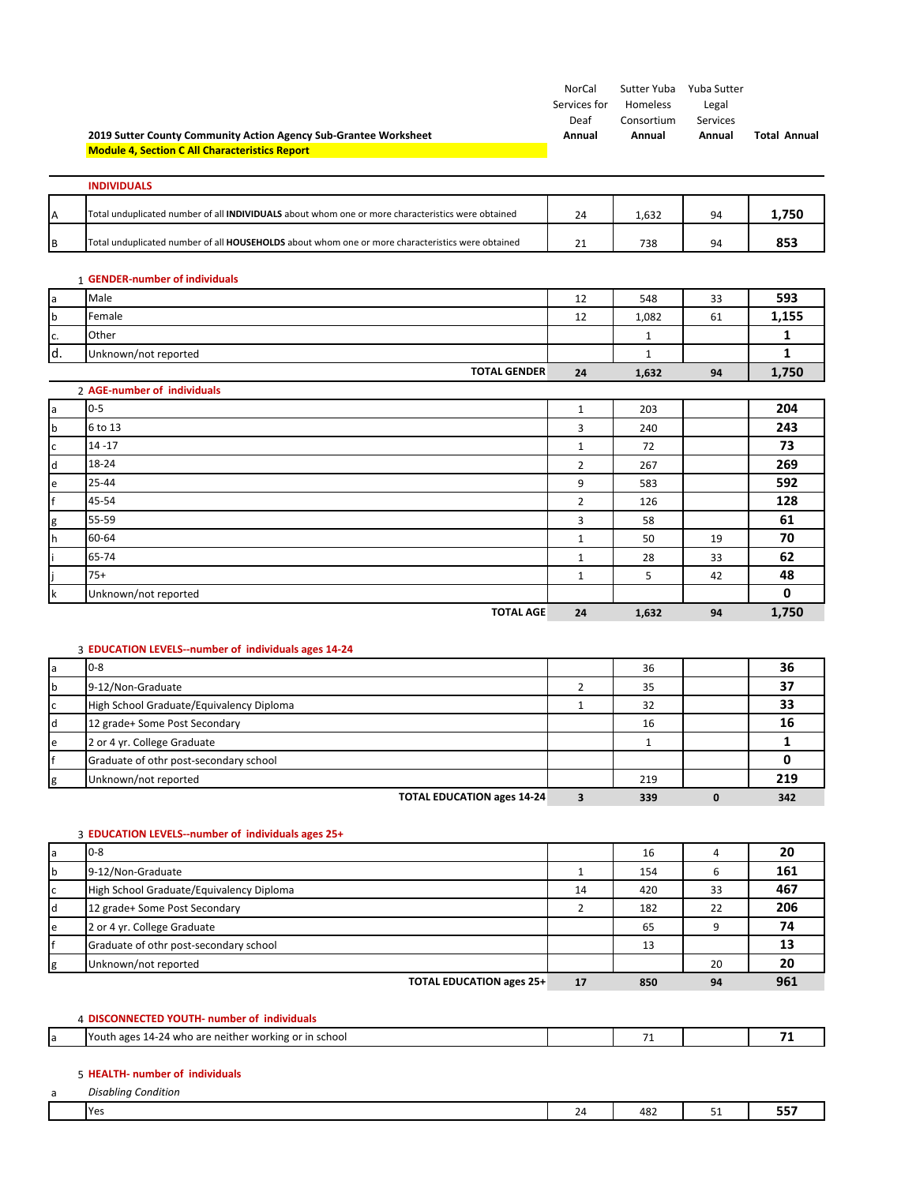**2019 Sutter County Community Action Agency Sub-Grantee Worksheet**

**Module 4, Section C All Characteristics Report**

| | | NorCal Services for Deaf Annual | Sutter Yuba Homeless Consortium Annual | Yuba Sutter Legal Services Annual | Total Annual |
|---|---|---|---|---|---|
| | **INDIVIDUALS** | | | | |
| A | Total unduplicated number of all **INDIVIDUALS** about whom one or more characteristics were obtained | 24 | 1,632 | 94 | **1,750** |
| B | Total unduplicated number of all **HOUSEHOLDS** about whom one or more characteristics were obtained | 21 | 738 | 94 | **853** |

1 **GENDER-number of individuals**

| | | NorCal Services for Deaf | Sutter Yuba Homeless Consortium | Yuba Sutter Legal Services | Total Annual |
|---|---|---|---|---|---|
| a | Male | 12 | 548 | 33 | **593** |
| b | Female | 12 | 1,082 | 61 | **1,155** |
| c. | Other | | 1 | | **1** |
| d. | Unknown/not reported | | 1 | | **1** |
| | **TOTAL GENDER** | **24** | **1,632** | **94** | **1,750** |

2 **AGE-number of individuals**

| | | NorCal Services for Deaf | Sutter Yuba Homeless Consortium | Yuba Sutter Legal Services | Total Annual |
|---|---|---|---|---|---|
| a | 0-5 | 1 | 203 | | **204** |
| b | 6 to 13 | 3 | 240 | | **243** |
| c | 14 -17 | 1 | 72 | | **73** |
| d | 18-24 | 2 | 267 | | **269** |
| e | 25-44 | 9 | 583 | | **592** |
| f | 45-54 | 2 | 126 | | **128** |
| g | 55-59 | 3 | 58 | | **61** |
| h | 60-64 | 1 | 50 | 19 | **70** |
| i | 65-74 | 1 | 28 | 33 | **62** |
| j | 75+ | 1 | 5 | 42 | **48** |
| k | Unknown/not reported | | | | **0** |
| | **TOTAL AGE** | **24** | **1,632** | **94** | **1,750** |

3 **EDUCATION LEVELS--number of individuals ages 14-24**

| | | NorCal Services for Deaf | Sutter Yuba Homeless Consortium | Yuba Sutter Legal Services | Total Annual |
|---|---|---|---|---|---|
| a | 0-8 | | 36 | | **36** |
| b | 9-12/Non-Graduate | 2 | 35 | | **37** |
| c | High School Graduate/Equivalency Diploma | 1 | 32 | | **33** |
| d | 12 grade+ Some Post Secondary | | 16 | | **16** |
| e | 2 or 4 yr. College Graduate | | 1 | | **1** |
| f | Graduate of othr post-secondary school | | | | **0** |
| g | Unknown/not reported | | 219 | | **219** |
| | **TOTAL EDUCATION ages 14-24** | **3** | **339** | **0** | **342** |

3 **EDUCATION LEVELS--number of individuals ages 25+**

| | | NorCal Services for Deaf | Sutter Yuba Homeless Consortium | Yuba Sutter Legal Services | Total Annual |
|---|---|---|---|---|---|
| a | 0-8 | | 16 | 4 | **20** |
| b | 9-12/Non-Graduate | 1 | 154 | 6 | **161** |
| c | High School Graduate/Equivalency Diploma | 14 | 420 | 33 | **467** |
| d | 12 grade+ Some Post Secondary | 2 | 182 | 22 | **206** |
| e | 2 or 4 yr. College Graduate | | 65 | 9 | **74** |
| f | Graduate of othr post-secondary school | | 13 | | **13** |
| g | Unknown/not reported | | | 20 | **20** |
| | **TOTAL EDUCATION ages 25+** | **17** | **850** | **94** | **961** |

4 **DISCONNECTED YOUTH- number of individuals**

| | | NorCal Services for Deaf | Sutter Yuba Homeless Consortium | Yuba Sutter Legal Services | Total Annual |
|---|---|---|---|---|---|
| a | Youth ages 14-24 who are neither working or in school | | 71 | | **71** |

5 **HEALTH- number of individuals**

a *Disabling Condition*

| | | NorCal Services for Deaf | Sutter Yuba Homeless Consortium | Yuba Sutter Legal Services | Total Annual |
|---|---|---|---|---|---|
| | Yes | 24 | 482 | 51 | **557** |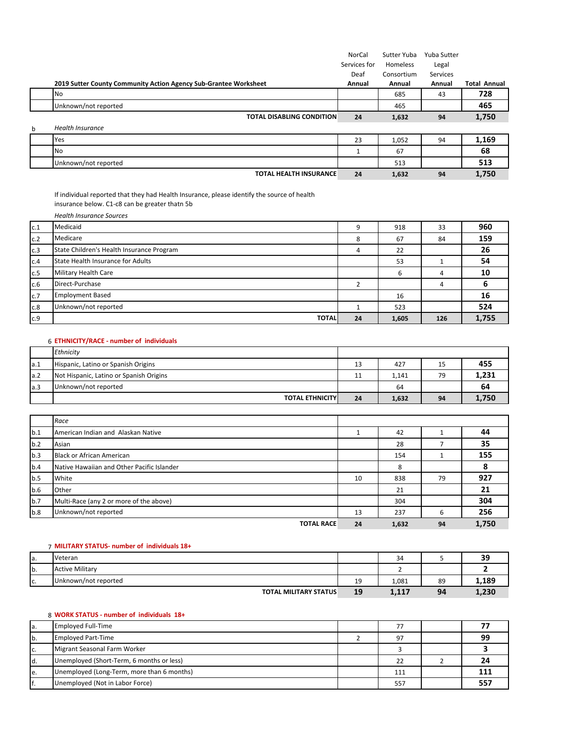| | 2019 Sutter County Community Action Agency Sub-Grantee Worksheet | NorCal Services for Deaf Annual | Sutter Yuba Homeless Consortium Annual | Yuba Sutter Legal Services Annual | Total Annual |
|---|---|---|---|---|---|
| | No | | 685 | 43 | **728** |
| | Unknown/not reported | | 465 | | **465** |
| | **TOTAL DISABLING CONDITION** | **24** | **1,632** | **94** | **1,750** |
| b | *Health Insurance* | | | | |
| | Yes | 23 | 1,052 | 94 | **1,169** |
| | No | 1 | 67 | | **68** |
| | Unknown/not reported | | 513 | | **513** |
| | **TOTAL HEALTH INSURANCE** | **24** | **1,632** | **94** | **1,750** |

If individual reported that they had Health Insurance, please identify the source of health insurance below. C1-c8 can be greater thatn 5b

*Health Insurance Sources*

| | | NorCal Services for Deaf Annual | Sutter Yuba Homeless Consortium Annual | Yuba Sutter Legal Services Annual | Total Annual |
|---|---|---|---|---|---|
| c.1 | Medicaid | 9 | 918 | 33 | **960** |
| c.2 | Medicare | 8 | 67 | 84 | **159** |
| c.3 | State Children's Health Insurance Program | 4 | 22 | | **26** |
| c.4 | State Health Insurance for Adults | | 53 | 1 | **54** |
| c.5 | Military Health Care | | 6 | 4 | **10** |
| c.6 | Direct-Purchase | 2 | | 4 | **6** |
| c.7 | Employment Based | | 16 | | **16** |
| c.8 | Unknown/not reported | 1 | 523 | | **524** |
| c.9 | **TOTAL** | **24** | **1,605** | **126** | **1,755** |

6 **ETHNICITY/RACE - number of individuals**

| | *Ethnicity* | NorCal Services for Deaf Annual | Sutter Yuba Homeless Consortium Annual | Yuba Sutter Legal Services Annual | Total Annual |
|---|---|---|---|---|---|
| a.1 | Hispanic, Latino or Spanish Origins | 13 | 427 | 15 | **455** |
| a.2 | Not Hispanic, Latino or Spanish Origins | 11 | 1,141 | 79 | **1,231** |
| a.3 | Unknown/not reported | | 64 | | **64** |
| | **TOTAL ETHNICITY** | **24** | **1,632** | **94** | **1,750** |

| | *Race* | NorCal Services for Deaf Annual | Sutter Yuba Homeless Consortium Annual | Yuba Sutter Legal Services Annual | Total Annual |
|---|---|---|---|---|---|
| b.1 | American Indian and Alaskan Native | 1 | 42 | 1 | **44** |
| b.2 | Asian | | 28 | 7 | **35** |
| b.3 | Black or African American | | 154 | 1 | **155** |
| b.4 | Native Hawaiian and Other Pacific Islander | | 8 | | **8** |
| b.5 | White | 10 | 838 | 79 | **927** |
| b.6 | Other | | 21 | | **21** |
| b.7 | Multi-Race (any 2 or more of the above) | | 304 | | **304** |
| b.8 | Unknown/not reported | 13 | 237 | 6 | **256** |
| | **TOTAL RACE** | **24** | **1,632** | **94** | **1,750** |

7 **MILITARY STATUS- number of individuals 18+**

| | | NorCal Services for Deaf Annual | Sutter Yuba Homeless Consortium Annual | Yuba Sutter Legal Services Annual | Total Annual |
|---|---|---|---|---|---|
| a. | Veteran | | 34 | 5 | **39** |
| b. | Active Military | | 2 | | **2** |
| c. | Unknown/not reported | 19 | 1,081 | 89 | **1,189** |
| | **TOTAL MILITARY STATUS** | **19** | **1,117** | **94** | **1,230** |

8 **WORK STATUS - number of individuals 18+**

| | | NorCal Services for Deaf Annual | Sutter Yuba Homeless Consortium Annual | Yuba Sutter Legal Services Annual | Total Annual |
|---|---|---|---|---|---|
| a. | Employed Full-Time | | 77 | | **77** |
| b. | Employed Part-Time | 2 | 97 | | **99** |
| c. | Migrant Seasonal Farm Worker | | 3 | | **3** |
| d. | Unemployed (Short-Term, 6 months or less) | | 22 | 2 | **24** |
| e. | Unemployed (Long-Term, more than 6 months) | | 111 | | **111** |
| f. | Unemployed (Not in Labor Force) | | 557 | | **557** |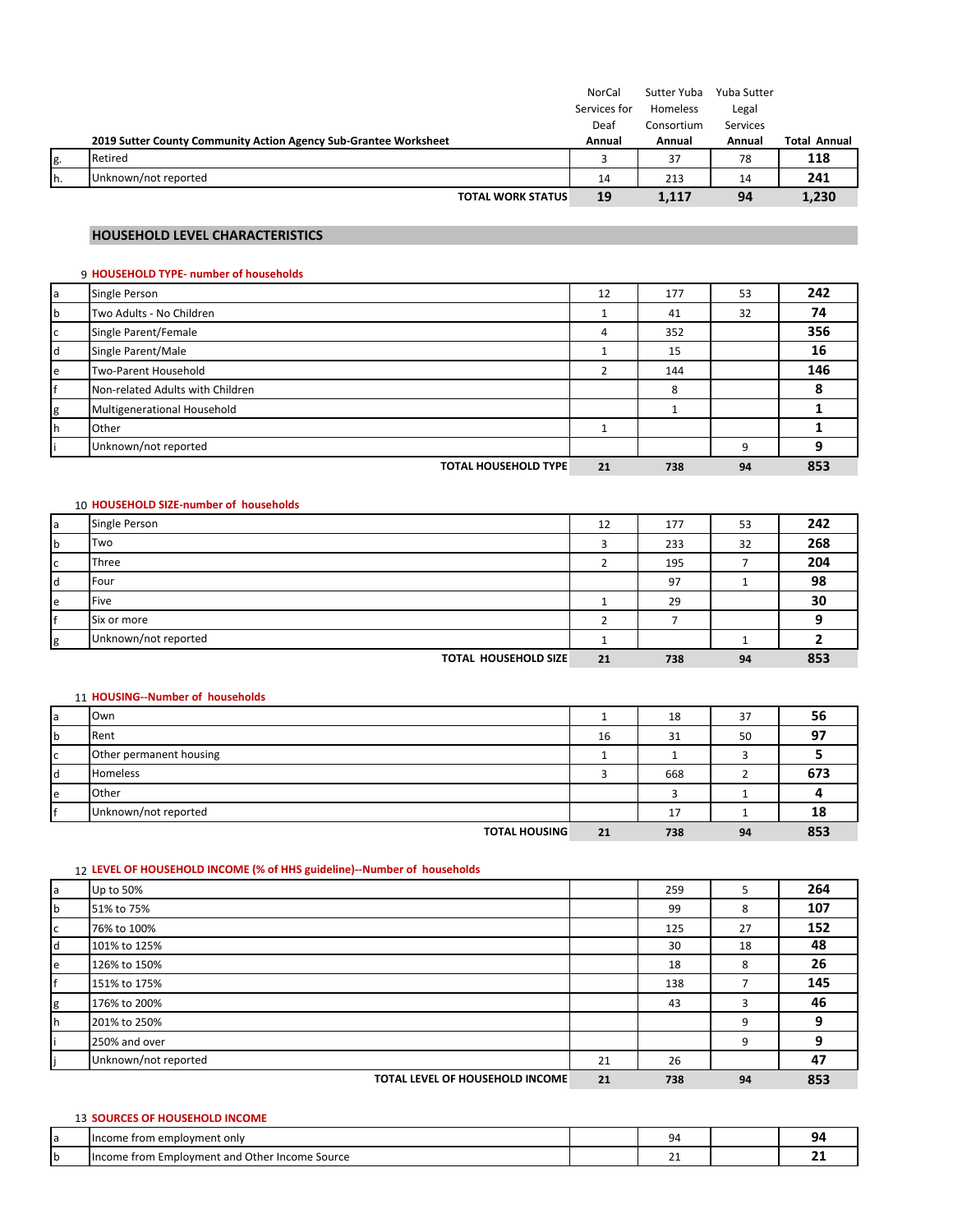| | 2019 Sutter County Community Action Agency Sub-Grantee Worksheet | NorCal Services for Deaf Annual | Sutter Yuba Homeless Consortium Annual | Yuba Sutter Legal Services Annual | Total Annual |
|---|---|---|---|---|---|
| g. | Retired | 3 | 37 | 78 | **118** |
| h. | Unknown/not reported | 14 | 213 | 14 | **241** |
| | **TOTAL WORK STATUS** | **19** | **1,117** | **94** | **1,230** |

## HOUSEHOLD LEVEL CHARACTERISTICS

9 **HOUSEHOLD TYPE- number of households**

| | | NorCal Services for Deaf Annual | Sutter Yuba Homeless Consortium Annual | Yuba Sutter Legal Services Annual | Total Annual |
|---|---|---|---|---|---|
| a | Single Person | 12 | 177 | 53 | **242** |
| b | Two Adults - No Children | 1 | 41 | 32 | **74** |
| c | Single Parent/Female | 4 | 352 | | **356** |
| d | Single Parent/Male | 1 | 15 | | **16** |
| e | Two-Parent Household | 2 | 144 | | **146** |
| f | Non-related Adults with Children | | 8 | | **8** |
| g | Multigenerational Household | | 1 | | **1** |
| h | Other | 1 | | | **1** |
| i | Unknown/not reported | | | 9 | **9** |
| | **TOTAL HOUSEHOLD TYPE** | **21** | **738** | **94** | **853** |

10 **HOUSEHOLD SIZE-number of households**

| | | NorCal Services for Deaf Annual | Sutter Yuba Homeless Consortium Annual | Yuba Sutter Legal Services Annual | Total Annual |
|---|---|---|---|---|---|
| a | Single Person | 12 | 177 | 53 | **242** |
| b | Two | 3 | 233 | 32 | **268** |
| c | Three | 2 | 195 | 7 | **204** |
| d | Four | | 97 | 1 | **98** |
| e | Five | 1 | 29 | | **30** |
| f | Six or more | 2 | 7 | | **9** |
| g | Unknown/not reported | 1 | | 1 | **2** |
| | **TOTAL HOUSEHOLD SIZE** | **21** | **738** | **94** | **853** |

11 **HOUSING--Number of households**

| | | NorCal Services for Deaf Annual | Sutter Yuba Homeless Consortium Annual | Yuba Sutter Legal Services Annual | Total Annual |
|---|---|---|---|---|---|
| a | Own | 1 | 18 | 37 | **56** |
| b | Rent | 16 | 31 | 50 | **97** |
| c | Other permanent housing | 1 | 1 | 3 | **5** |
| d | Homeless | 3 | 668 | 2 | **673** |
| e | Other | | 3 | 1 | **4** |
| f | Unknown/not reported | | 17 | 1 | **18** |
| | **TOTAL HOUSING** | **21** | **738** | **94** | **853** |

12 **LEVEL OF HOUSEHOLD INCOME (% of HHS guideline)--Number of households**

| | | NorCal Services for Deaf Annual | Sutter Yuba Homeless Consortium Annual | Yuba Sutter Legal Services Annual | Total Annual |
|---|---|---|---|---|---|
| a | Up to 50% | | 259 | 5 | **264** |
| b | 51% to 75% | | 99 | 8 | **107** |
| c | 76% to 100% | | 125 | 27 | **152** |
| d | 101% to 125% | | 30 | 18 | **48** |
| e | 126% to 150% | | 18 | 8 | **26** |
| f | 151% to 175% | | 138 | 7 | **145** |
| g | 176% to 200% | | 43 | 3 | **46** |
| h | 201% to 250% | | | 9 | **9** |
| i | 250% and over | | | 9 | **9** |
| j | Unknown/not reported | 21 | 26 | | **47** |
| | **TOTAL LEVEL OF HOUSEHOLD INCOME** | **21** | **738** | **94** | **853** |

13 **SOURCES OF HOUSEHOLD INCOME**

| | | NorCal Services for Deaf Annual | Sutter Yuba Homeless Consortium Annual | Yuba Sutter Legal Services Annual | Total Annual |
|---|---|---|---|---|---|
| a | Income from employment only | | 94 | | **94** |
| b | Income from Employment and Other Income Source | | 21 | | **21** |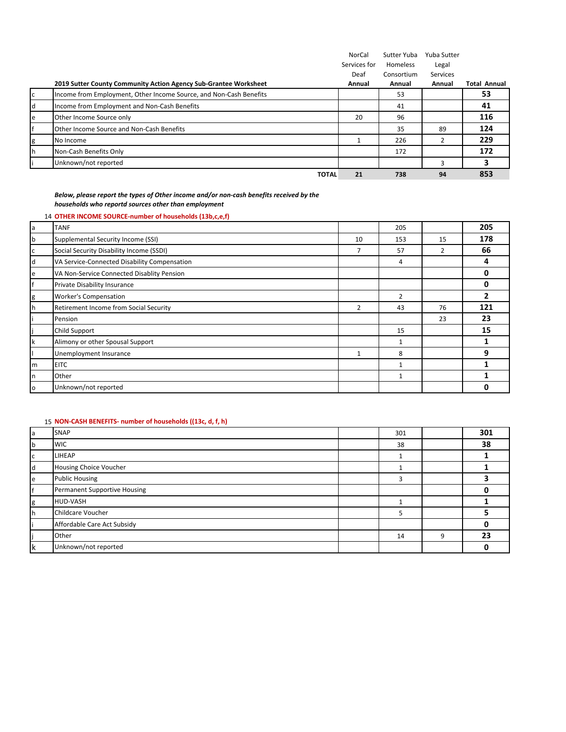| | 2019 Sutter County Community Action Agency Sub-Grantee Worksheet | NorCal Services for Deaf Annual | Sutter Yuba Homeless Consortium Annual | Yuba Sutter Legal Services Annual | Total Annual |
|---|---|---|---|---|---|
| c | Income from Employment, Other Income Source, and Non-Cash Benefits | | 53 | | **53** |
| d | Income from Employment and Non-Cash Benefits | | 41 | | **41** |
| e | Other Income Source only | 20 | 96 | | **116** |
| f | Other Income Source and Non-Cash Benefits | | 35 | 89 | **124** |
| g | No Income | 1 | 226 | 2 | **229** |
| h | Non-Cash Benefits Only | | 172 | | **172** |
| i | Unknown/not reported | | | 3 | **3** |
| | **TOTAL** | **21** | **738** | **94** | **853** |

***Below, please report the types of Other income and/or non-cash benefits received by the households who reportd sources other than employment***

14 **OTHER INCOME SOURCE-number of households (13b,c,e,f)**

| | | | | | |
|---|---|---|---|---|---|
| a | TANF | | 205 | | **205** |
| b | Supplemental Security Income (SSI) | 10 | 153 | 15 | **178** |
| c | Social Security Disability Income (SSDI) | 7 | 57 | 2 | **66** |
| d | VA Service-Connected Disability Compensation | | 4 | | **4** |
| e | VA Non-Service Connected Disablity Pension | | | | **0** |
| f | Private Disability Insurance | | | | **0** |
| g | Worker's Compensation | | 2 | | **2** |
| h | Retirement Income from Social Security | 2 | 43 | 76 | **121** |
| i | Pension | | | 23 | **23** |
| j | Child Support | | 15 | | **15** |
| k | Alimony or other Spousal Support | | 1 | | **1** |
| l | Unemployment Insurance | 1 | 8 | | **9** |
| m | EITC | | 1 | | **1** |
| n | Other | | 1 | | **1** |
| o | Unknown/not reported | | | | **0** |

15 **NON-CASH BENEFITS- number of households ((13c, d, f, h)**

| | | | | | |
|---|---|---|---|---|---|
| a | SNAP | | 301 | | **301** |
| b | WIC | | 38 | | **38** |
| c | LIHEAP | | 1 | | **1** |
| d | Housing Choice Voucher | | 1 | | **1** |
| e | Public Housing | | 3 | | **3** |
| f | Permanent Supportive Housing | | | | **0** |
| g | HUD-VASH | | 1 | | **1** |
| h | Childcare Voucher | | 5 | | **5** |
| i | Affordable Care Act Subsidy | | | | **0** |
| j | Other | | 14 | 9 | **23** |
| k | Unknown/not reported | | | | **0** |